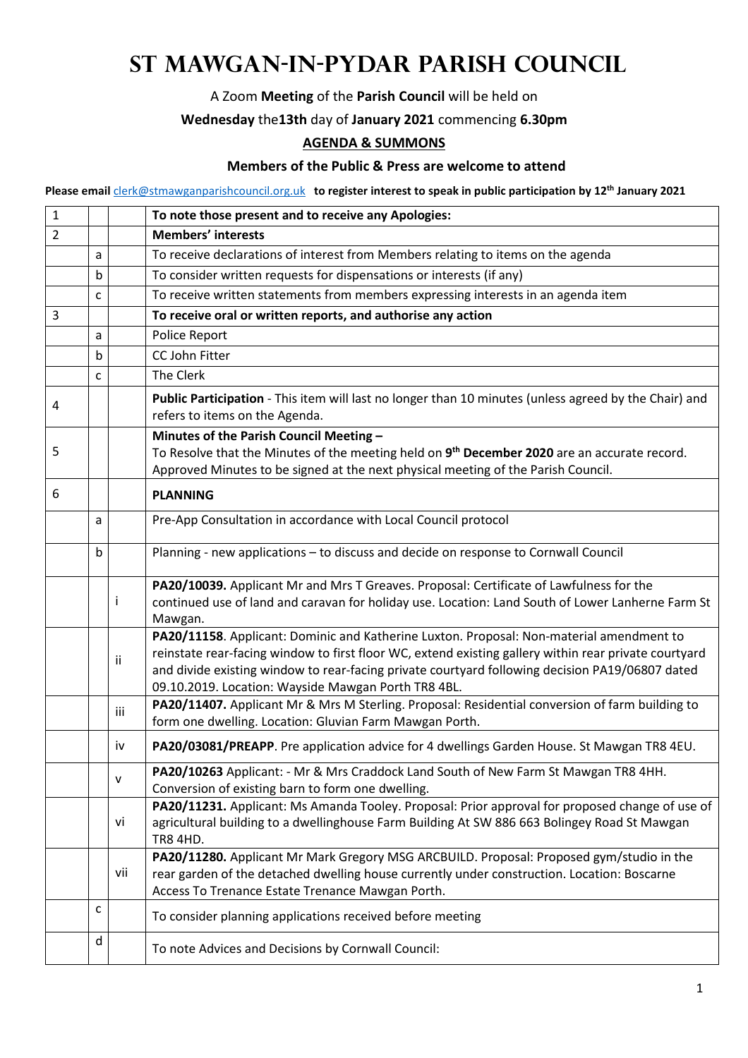# ST MAWGAN-IN-PYDAR PARISH COUNCIL

A Zoom **Meeting** of the **Parish Council** will be held on

**Wednesday** the**13th** day of **January 2021** commencing **6.30pm**

**AGENDA & SUMMONS**

**Members of the Public & Press are welcome to attend**

**Please email** clerk@stmawganparishcouncil.org.uk **to register interest to speak in public participation by 12th January 2021**

| | | | |
|---|---|---|---|
| 1 | | | **To note those present and to receive any Apologies:** |
| 2 | | | **Members' interests** |
| | a | | To receive declarations of interest from Members relating to items on the agenda |
| | b | | To consider written requests for dispensations or interests (if any) |
| | c | | To receive written statements from members expressing interests in an agenda item |
| 3 | | | **To receive oral or written reports, and authorise any action** |
| | a | | Police Report |
| | b | | CC John Fitter |
| | c | | The Clerk |
| 4 | | | **Public Participation** - This item will last no longer than 10 minutes (unless agreed by the Chair) and refers to items on the Agenda. |
| 5 | | | **Minutes of the Parish Council Meeting –** To Resolve that the Minutes of the meeting held on **9th December 2020** are an accurate record. Approved Minutes to be signed at the next physical meeting of the Parish Council. |
| 6 | | | **PLANNING** |
| | a | | Pre-App Consultation in accordance with Local Council protocol |
| | b | | Planning - new applications – to discuss and decide on response to Cornwall Council |
| | | i | **PA20/10039.** Applicant Mr and Mrs T Greaves. Proposal: Certificate of Lawfulness for the continued use of land and caravan for holiday use. Location: Land South of Lower Lanherne Farm St Mawgan. |
| | | ii | **PA20/11158**. Applicant: Dominic and Katherine Luxton. Proposal: Non-material amendment to reinstate rear-facing window to first floor WC, extend existing gallery within rear private courtyard and divide existing window to rear-facing private courtyard following decision PA19/06807 dated 09.10.2019. Location: Wayside Mawgan Porth TR8 4BL. |
| | | iii | **PA20/11407.** Applicant Mr & Mrs M Sterling. Proposal: Residential conversion of farm building to form one dwelling. Location: Gluvian Farm Mawgan Porth. |
| | | iv | **PA20/03081/PREAPP**. Pre application advice for 4 dwellings Garden House. St Mawgan TR8 4EU. |
| | | v | **PA20/10263** Applicant: - Mr & Mrs Craddock Land South of New Farm St Mawgan TR8 4HH. Conversion of existing barn to form one dwelling. |
| | | vi | **PA20/11231.** Applicant: Ms Amanda Tooley. Proposal: Prior approval for proposed change of use of agricultural building to a dwellinghouse Farm Building At SW 886 663 Bolingey Road St Mawgan TR8 4HD. |
| | | vii | **PA20/11280.** Applicant Mr Mark Gregory MSG ARCBUILD. Proposal: Proposed gym/studio in the rear garden of the detached dwelling house currently under construction. Location: Boscarne Access To Trenance Estate Trenance Mawgan Porth. |
| | c | | To consider planning applications received before meeting |
| | d | | To note Advices and Decisions by Cornwall Council: |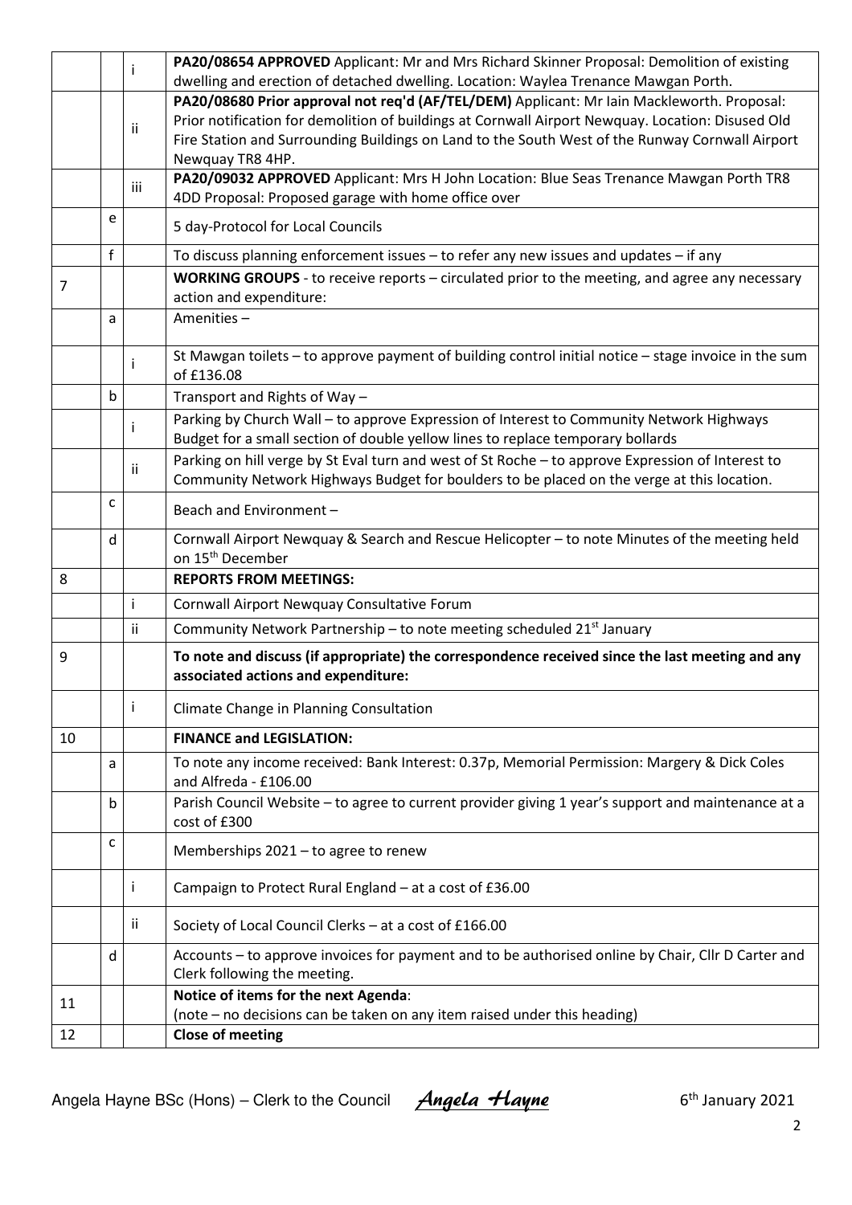| | | | |
|---|---|---|---|
| | | i | **PA20/08654 APPROVED** Applicant: Mr and Mrs Richard Skinner Proposal: Demolition of existing dwelling and erection of detached dwelling. Location: Waylea Trenance Mawgan Porth. |
| | | ii | **PA20/08680 Prior approval not req'd (AF/TEL/DEM)** Applicant: Mr Iain Mackleworth. Proposal: Prior notification for demolition of buildings at Cornwall Airport Newquay. Location: Disused Old Fire Station and Surrounding Buildings on Land to the South West of the Runway Cornwall Airport Newquay TR8 4HP. |
| | | iii | **PA20/09032 APPROVED** Applicant: Mrs H John Location: Blue Seas Trenance Mawgan Porth TR8 4DD Proposal: Proposed garage with home office over |
| | e | | 5 day-Protocol for Local Councils |
| | f | | To discuss planning enforcement issues – to refer any new issues and updates – if any |
| 7 | | | **WORKING GROUPS** - to receive reports – circulated prior to the meeting, and agree any necessary action and expenditure: |
| | a | | Amenities – |
| | | i | St Mawgan toilets – to approve payment of building control initial notice – stage invoice in the sum of £136.08 |
| | b | | Transport and Rights of Way – |
| | | i | Parking by Church Wall – to approve Expression of Interest to Community Network Highways Budget for a small section of double yellow lines to replace temporary bollards |
| | | ii | Parking on hill verge by St Eval turn and west of St Roche – to approve Expression of Interest to Community Network Highways Budget for boulders to be placed on the verge at this location. |
| | c | | Beach and Environment – |
| | d | | Cornwall Airport Newquay & Search and Rescue Helicopter – to note Minutes of the meeting held on 15th December |
| 8 | | | **REPORTS FROM MEETINGS:** |
| | | i | Cornwall Airport Newquay Consultative Forum |
| | | ii | Community Network Partnership – to note meeting scheduled 21st January |
| 9 | | | **To note and discuss (if appropriate) the correspondence received since the last meeting and any associated actions and expenditure:** |
| | | i | Climate Change in Planning Consultation |
| 10 | | | **FINANCE and LEGISLATION:** |
| | a | | To note any income received: Bank Interest: 0.37p, Memorial Permission: Margery & Dick Coles and Alfreda - £106.00 |
| | b | | Parish Council Website – to agree to current provider giving 1 year's support and maintenance at a cost of £300 |
| | c | | Memberships 2021 – to agree to renew |
| | | i | Campaign to Protect Rural England – at a cost of £36.00 |
| | | ii | Society of Local Council Clerks – at a cost of £166.00 |
| | d | | Accounts – to approve invoices for payment and to be authorised online by Chair, Cllr D Carter and Clerk following the meeting. |
| 11 | | | **Notice of items for the next Agenda**: (note – no decisions can be taken on any item raised under this heading) |
| 12 | | | **Close of meeting** |

Angela Hayne BSc (Hons) – Clerk to the Council *Angela Hayne* 6th January 2021